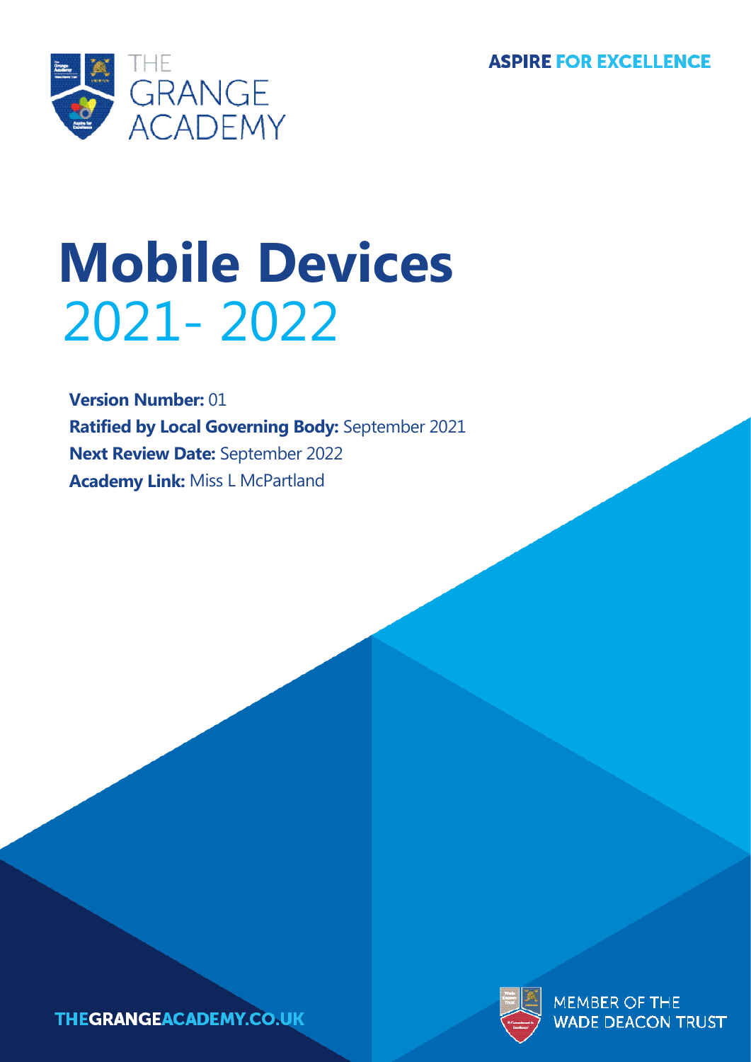THE GRANGE ACADEMY

ASPIRE FOR EXCELLENCE

# Mobile Devices
2021- 2022

**Version Number:** 01
**Ratified by Local Governing Body:** September 2021
**Next Review Date:** September 2022
**Academy Link:** Miss L McPartland

THEGRANGEACADEMY.CO.UK

MEMBER OF THE WADE DEACON TRUST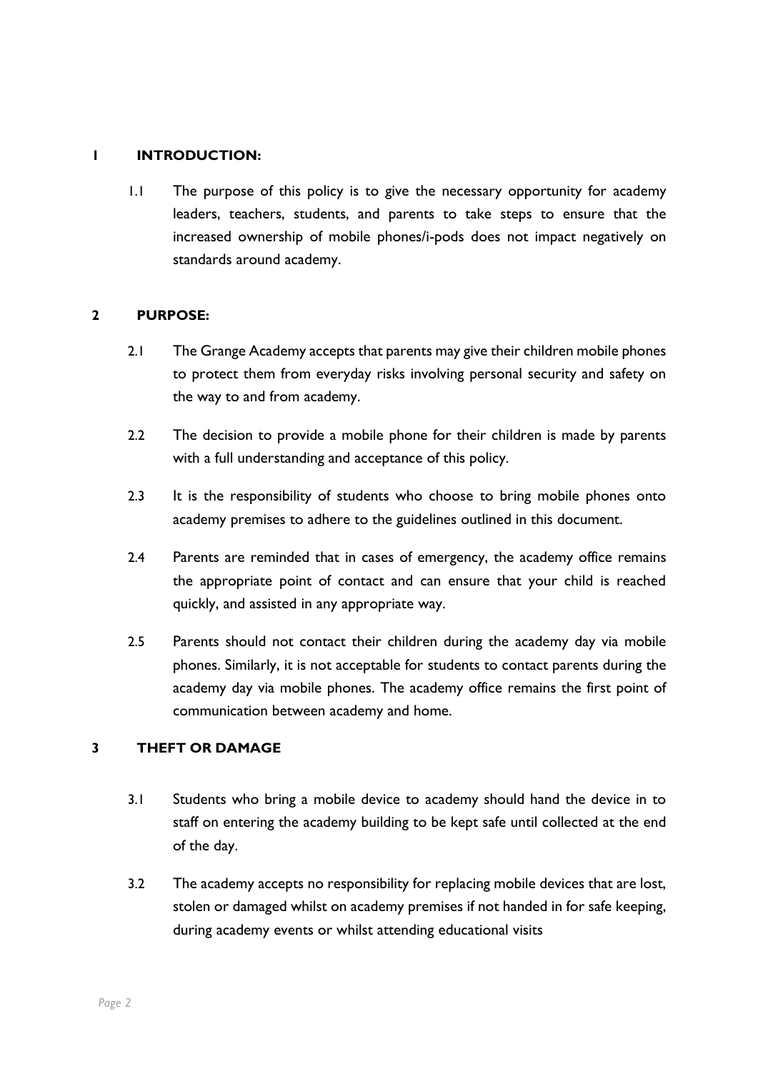## 1 INTRODUCTION:

1.1 The purpose of this policy is to give the necessary opportunity for academy leaders, teachers, students, and parents to take steps to ensure that the increased ownership of mobile phones/i-pods does not impact negatively on standards around academy.

## 2 PURPOSE:

2.1 The Grange Academy accepts that parents may give their children mobile phones to protect them from everyday risks involving personal security and safety on the way to and from academy.

2.2 The decision to provide a mobile phone for their children is made by parents with a full understanding and acceptance of this policy.

2.3 It is the responsibility of students who choose to bring mobile phones onto academy premises to adhere to the guidelines outlined in this document.

2.4 Parents are reminded that in cases of emergency, the academy office remains the appropriate point of contact and can ensure that your child is reached quickly, and assisted in any appropriate way.

2.5 Parents should not contact their children during the academy day via mobile phones. Similarly, it is not acceptable for students to contact parents during the academy day via mobile phones. The academy office remains the first point of communication between academy and home.

## 3 THEFT OR DAMAGE

3.1 Students who bring a mobile device to academy should hand the device in to staff on entering the academy building to be kept safe until collected at the end of the day.

3.2 The academy accepts no responsibility for replacing mobile devices that are lost, stolen or damaged whilst on academy premises if not handed in for safe keeping, during academy events or whilst attending educational visits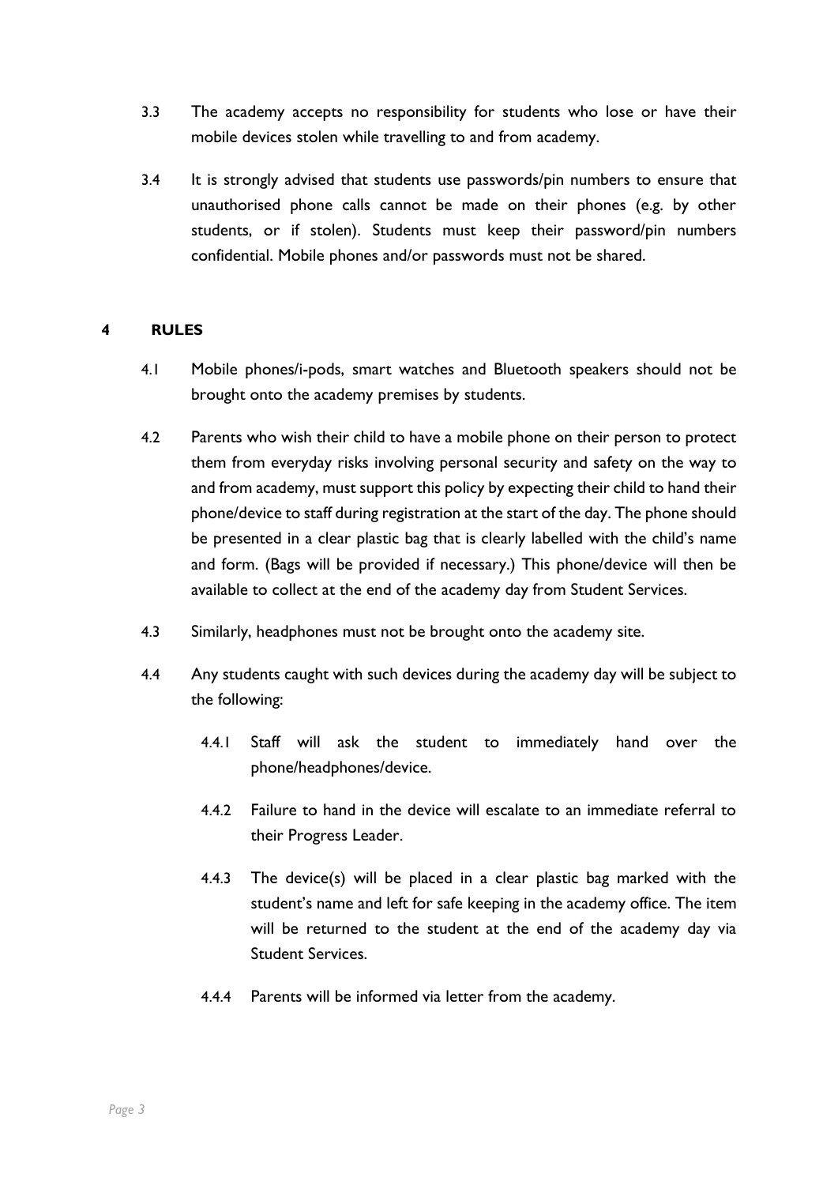3.3 The academy accepts no responsibility for students who lose or have their mobile devices stolen while travelling to and from academy.

3.4 It is strongly advised that students use passwords/pin numbers to ensure that unauthorised phone calls cannot be made on their phones (e.g. by other students, or if stolen). Students must keep their password/pin numbers confidential. Mobile phones and/or passwords must not be shared.

## 4 RULES

4.1 Mobile phones/i-pods, smart watches and Bluetooth speakers should not be brought onto the academy premises by students.

4.2 Parents who wish their child to have a mobile phone on their person to protect them from everyday risks involving personal security and safety on the way to and from academy, must support this policy by expecting their child to hand their phone/device to staff during registration at the start of the day. The phone should be presented in a clear plastic bag that is clearly labelled with the child's name and form. (Bags will be provided if necessary.) This phone/device will then be available to collect at the end of the academy day from Student Services.

4.3 Similarly, headphones must not be brought onto the academy site.

4.4 Any students caught with such devices during the academy day will be subject to the following:

4.4.1 Staff will ask the student to immediately hand over the phone/headphones/device.

4.4.2 Failure to hand in the device will escalate to an immediate referral to their Progress Leader.

4.4.3 The device(s) will be placed in a clear plastic bag marked with the student's name and left for safe keeping in the academy office. The item will be returned to the student at the end of the academy day via Student Services.

4.4.4 Parents will be informed via letter from the academy.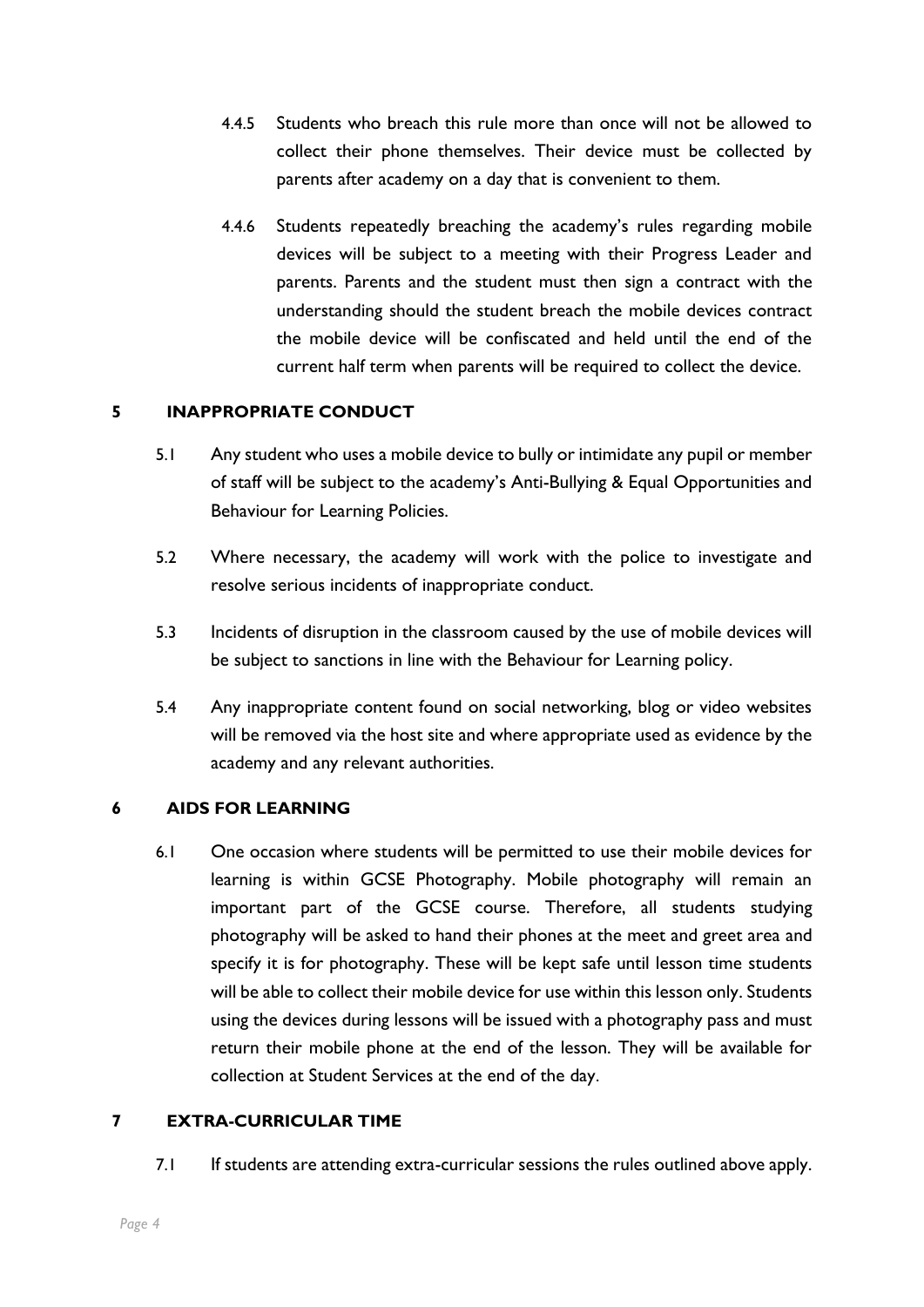4.4.5 Students who breach this rule more than once will not be allowed to collect their phone themselves. Their device must be collected by parents after academy on a day that is convenient to them.

4.4.6 Students repeatedly breaching the academy's rules regarding mobile devices will be subject to a meeting with their Progress Leader and parents. Parents and the student must then sign a contract with the understanding should the student breach the mobile devices contract the mobile device will be confiscated and held until the end of the current half term when parents will be required to collect the device.

## 5 INAPPROPRIATE CONDUCT

5.1 Any student who uses a mobile device to bully or intimidate any pupil or member of staff will be subject to the academy's Anti-Bullying & Equal Opportunities and Behaviour for Learning Policies.

5.2 Where necessary, the academy will work with the police to investigate and resolve serious incidents of inappropriate conduct.

5.3 Incidents of disruption in the classroom caused by the use of mobile devices will be subject to sanctions in line with the Behaviour for Learning policy.

5.4 Any inappropriate content found on social networking, blog or video websites will be removed via the host site and where appropriate used as evidence by the academy and any relevant authorities.

## 6 AIDS FOR LEARNING

6.1 One occasion where students will be permitted to use their mobile devices for learning is within GCSE Photography. Mobile photography will remain an important part of the GCSE course. Therefore, all students studying photography will be asked to hand their phones at the meet and greet area and specify it is for photography. These will be kept safe until lesson time students will be able to collect their mobile device for use within this lesson only. Students using the devices during lessons will be issued with a photography pass and must return their mobile phone at the end of the lesson. They will be available for collection at Student Services at the end of the day.

## 7 EXTRA-CURRICULAR TIME

7.1 If students are attending extra-curricular sessions the rules outlined above apply.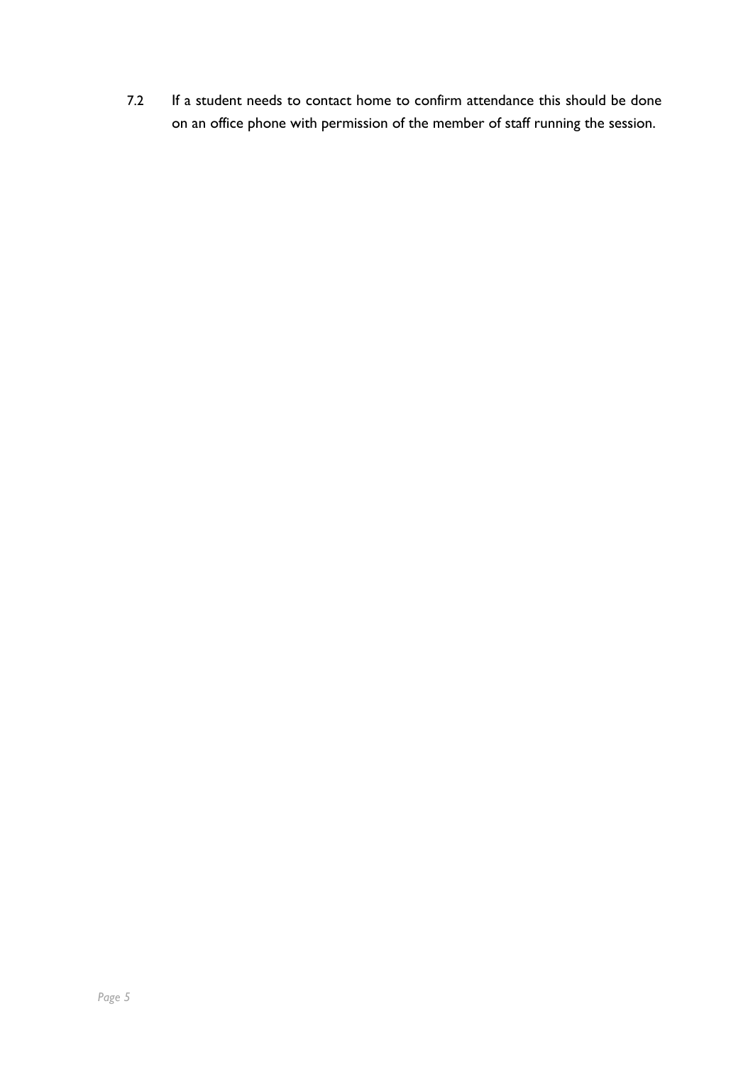7.2 If a student needs to contact home to confirm attendance this should be done on an office phone with permission of the member of staff running the session.